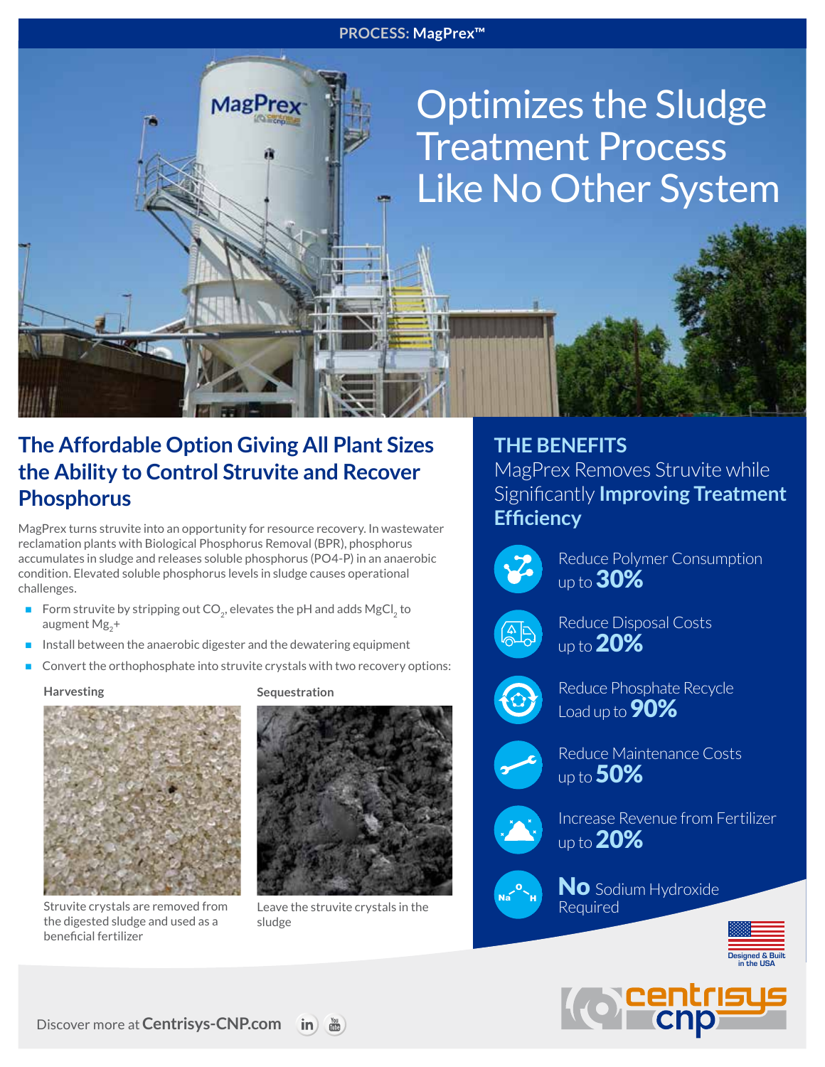PROCESS: MagPrex™

# Optimizes the Sludge Treatment Process Like No Other System

## The Affordable Option Giving All Plant Sizes the Ability to Control Struvite and Recover Phosphorus

MagPrex turns struvite into an opportunity for resource recovery. In wastewater reclamation plants with Biological Phosphorus Removal (BPR), phosphorus accumulates in sludge and releases soluble phosphorus (PO4-P) in an anaerobic condition. Elevated soluble phosphorus levels in sludge causes operational challenges.

- Form struvite by stripping out $CO_2$, elevates the pH and adds $MgCl_2$ to augment $Mg_2$+
- Install between the anaerobic digester and the dewatering equipment
- Convert the orthophosphate into struvite crystals with two recovery options:

**Harvesting**

Struvite crystals are removed from the digested sludge and used as a beneficial fertilizer

**Sequestration**

Leave the struvite crystals in the sludge

## THE BENEFITS

MagPrex Removes Struvite while Significantly **Improving Treatment Efficiency**

- Reduce Polymer Consumption up to **30%**
- Reduce Disposal Costs up to **20%**
- Reduce Phosphate Recycle Load up to **90%**
- Reduce Maintenance Costs up to **50%**
- Increase Revenue from Fertilizer up to **20%**
- **No** Sodium Hydroxide Required

Designed & Built in the USA

centrisys cnp

Discover more at **Centrisys-CNP.com**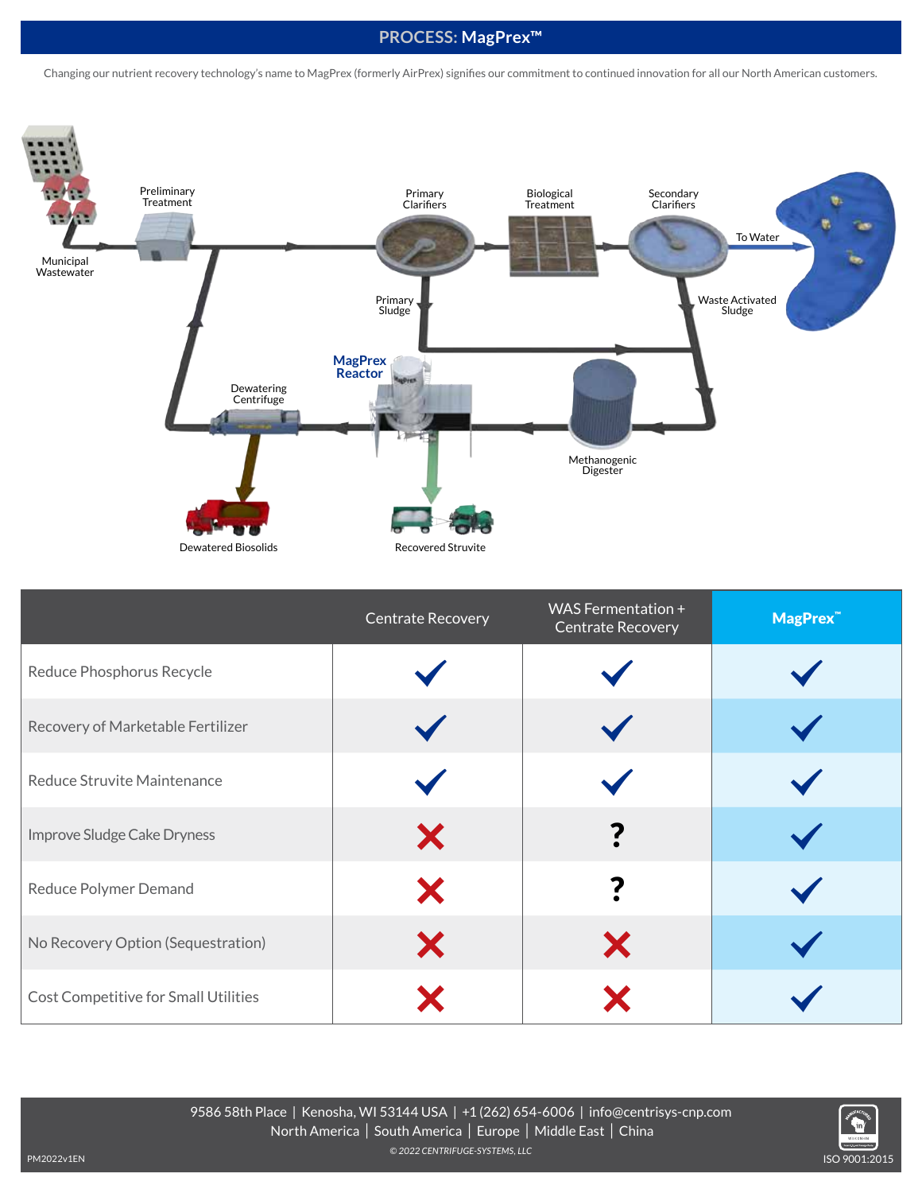## PROCESS: MagPrex™

Changing our nutrient recovery technology's name to MagPrex (formerly AirPrex) signifies our commitment to continued innovation for all our North American customers.

Municipal Wastewater

Preliminary Treatment

Primary Clarifiers

Biological Treatment

Secondary Clarifiers

To Water

Primary Sludge

Waste Activated Sludge

MagPrex Reactor

Dewatering Centrifuge

Methanogenic Digester

Dewatered Biosolids

Recovered Struvite

| | Centrate Recovery | WAS Fermentation + Centrate Recovery | MagPrex™ |
|---|---|---|---|
| Reduce Phosphorus Recycle | ✓ | ✓ | ✓ |
| Recovery of Marketable Fertilizer | ✓ | ✓ | ✓ |
| Reduce Struvite Maintenance | ✓ | ✓ | ✓ |
| Improve Sludge Cake Dryness | ✗ | ? | ✓ |
| Reduce Polymer Demand | ✗ | ? | ✓ |
| No Recovery Option (Sequestration) | ✗ | ✗ | ✓ |
| Cost Competitive for Small Utilities | ✗ | ✗ | ✓ |

9586 58th Place | Kenosha, WI 53144 USA | +1 (262) 654-6006 | info@centrisys-cnp.com
North America | South America | Europe | Middle East | China

*© 2022 CENTRIFUGE-SYSTEMS, LLC*

PM2022v1EN

ISO 9001:2015